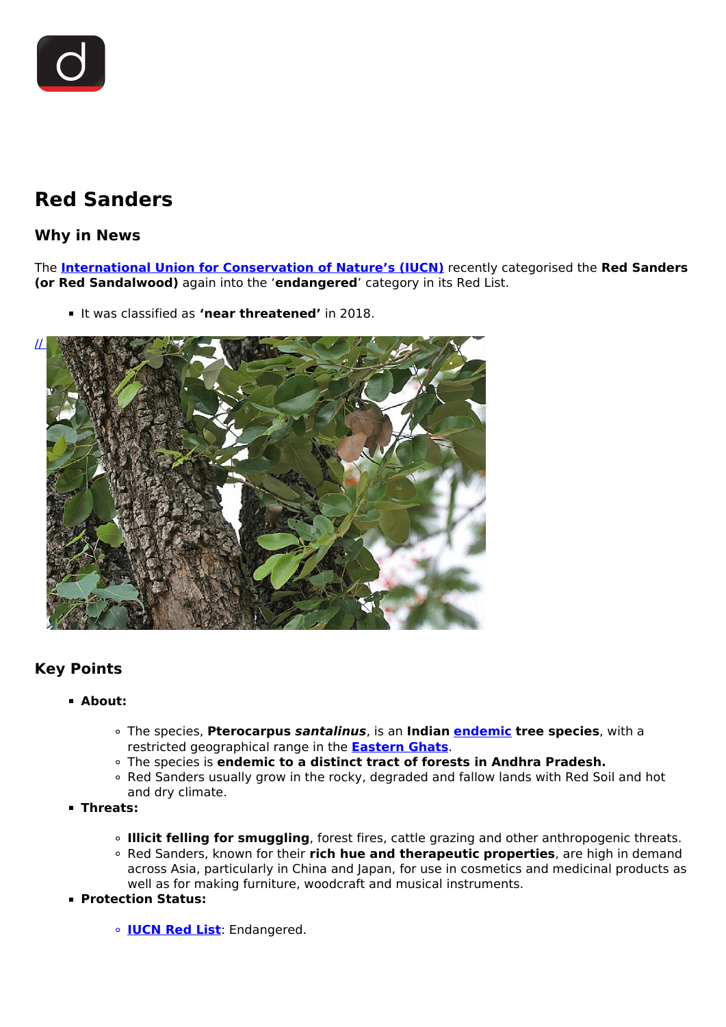# Red Sanders

## Why in News

The **International Union for Conservation of Nature's (IUCN)** recently categorised the **Red Sanders (or Red Sandalwood)** again into the '**endangered**' category in its Red List.

- It was classified as **'near threatened'** in 2018.

//

## Key Points

- **About:**
    - The species, **Pterocarpus *santalinus***, is an **Indian endemic tree species**, with a restricted geographical range in the **Eastern Ghats**.
    - The species is **endemic to a distinct tract of forests in Andhra Pradesh.**
    - Red Sanders usually grow in the rocky, degraded and fallow lands with Red Soil and hot and dry climate.
- **Threats:**
    - **Illicit felling for smuggling**, forest fires, cattle grazing and other anthropogenic threats.
    - Red Sanders, known for their **rich hue and therapeutic properties**, are high in demand across Asia, particularly in China and Japan, for use in cosmetics and medicinal products as well as for making furniture, woodcraft and musical instruments.
- **Protection Status:**
    - **IUCN Red List**: Endangered.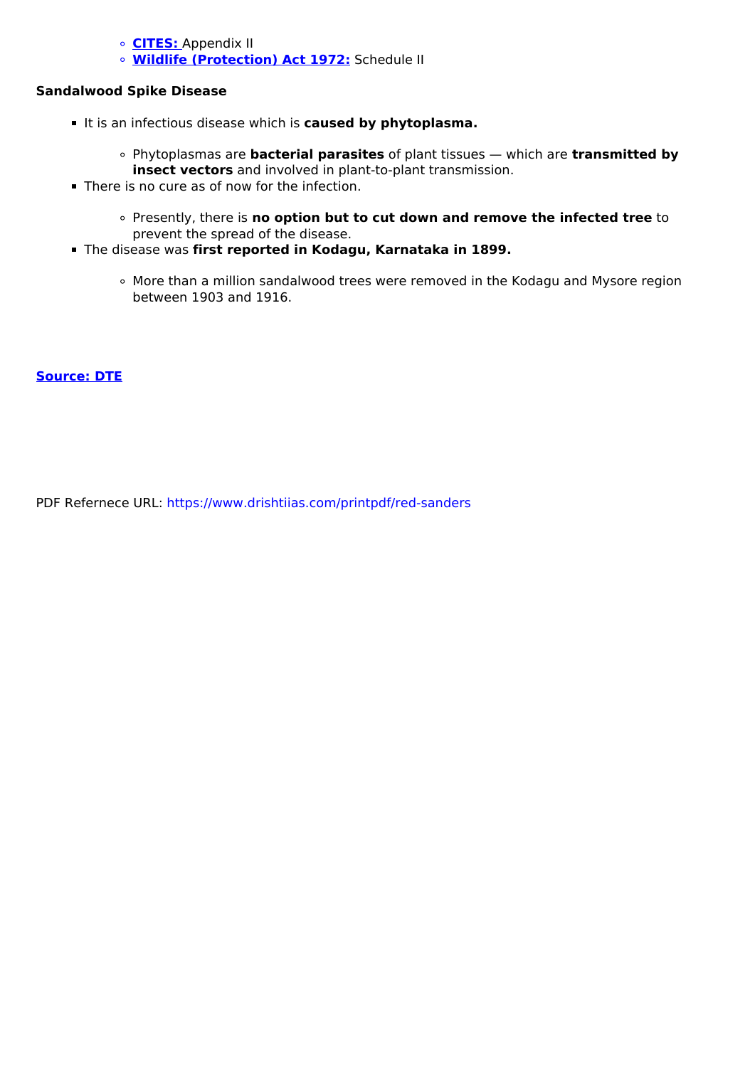- **CITES:** Appendix II
- **Wildlife (Protection) Act 1972:** Schedule II

**Sandalwood Spike Disease**

- It is an infectious disease which is **caused by phytoplasma.**
    - Phytoplasmas are **bacterial parasites** of plant tissues — which are **transmitted by insect vectors** and involved in plant-to-plant transmission.
- There is no cure as of now for the infection.
    - Presently, there is **no option but to cut down and remove the infected tree** to prevent the spread of the disease.
- The disease was **first reported in Kodagu, Karnataka in 1899.**
    - More than a million sandalwood trees were removed in the Kodagu and Mysore region between 1903 and 1916.

**Source: DTE**

PDF Refernece URL: https://www.drishtiias.com/printpdf/red-sanders